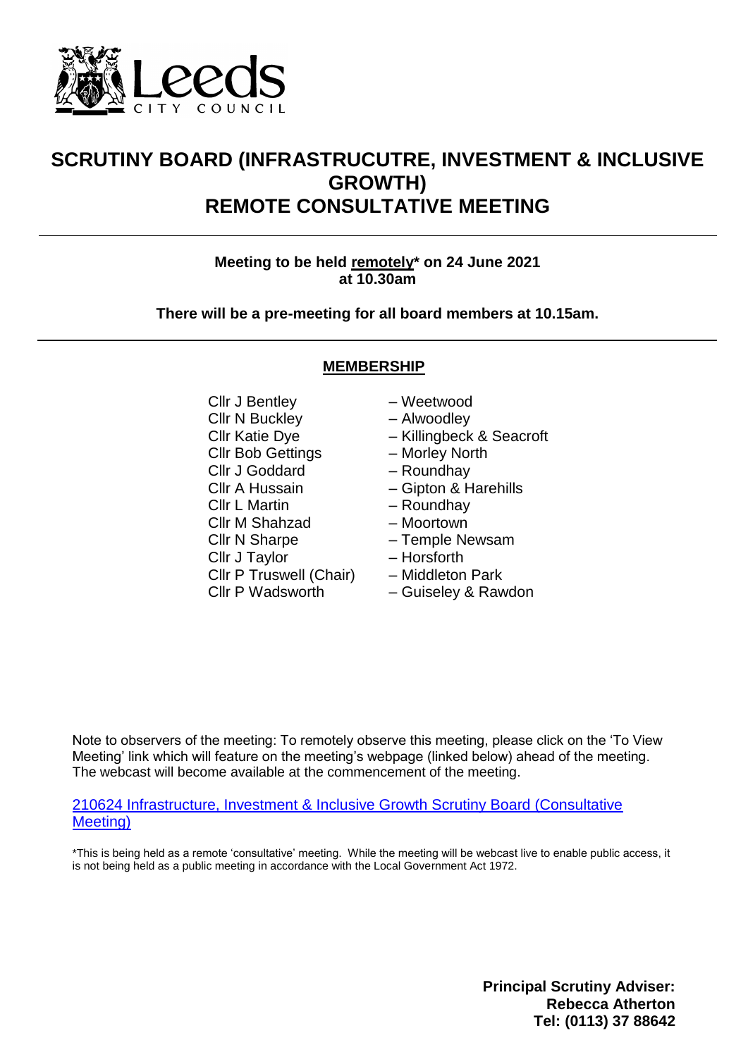# SCRUTINY BOARD (INFRASTRUCUTRE, INVESTMENT & INCLUSIVE GROWTH)
# REMOTE CONSULTATIVE MEETING

**Meeting to be held remotely\* on 24 June 2021 at 10.30am**

**There will be a pre-meeting for all board members at 10.15am.**

## MEMBERSHIP

| | |
|---|---|
| Cllr J Bentley | – Weetwood |
| Cllr N Buckley | – Alwoodley |
| Cllr Katie Dye | – Killingbeck & Seacroft |
| Cllr Bob Gettings | – Morley North |
| Cllr J Goddard | – Roundhay |
| Cllr A Hussain | – Gipton & Harehills |
| Cllr L Martin | – Roundhay |
| Cllr M Shahzad | – Moortown |
| Cllr N Sharpe | – Temple Newsam |
| Cllr J Taylor | – Horsforth |
| Cllr P Truswell (Chair) | – Middleton Park |
| Cllr P Wadsworth | – Guiseley & Rawdon |

Note to observers of the meeting: To remotely observe this meeting, please click on the 'To View Meeting' link which will feature on the meeting's webpage (linked below) ahead of the meeting. The webcast will become available at the commencement of the meeting.

210624 Infrastructure, Investment & Inclusive Growth Scrutiny Board (Consultative Meeting)

*This is being held as a remote 'consultative' meeting. While the meeting will be webcast live to enable public access, it is not being held as a public meeting in accordance with the Local Government Act 1972.

**Principal Scrutiny Adviser:**
**Rebecca Atherton**
**Tel: (0113) 37 88642**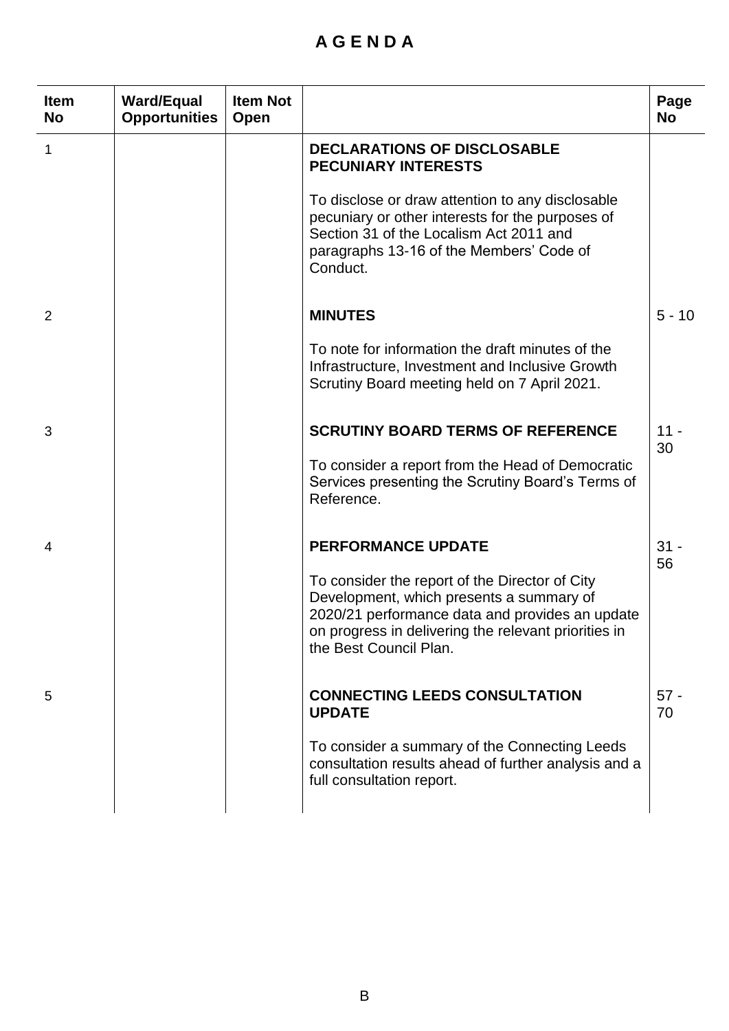# A G E N D A

| Item No | Ward/Equal Opportunities | Item Not Open | | Page No |
|---|---|---|---|---|
| 1 | | | **DECLARATIONS OF DISCLOSABLE PECUNIARY INTERESTS**<br><br>To disclose or draw attention to any disclosable pecuniary or other interests for the purposes of Section 31 of the Localism Act 2011 and paragraphs 13-16 of the Members' Code of Conduct. | |
| 2 | | | **MINUTES**<br><br>To note for information the draft minutes of the Infrastructure, Investment and Inclusive Growth Scrutiny Board meeting held on 7 April 2021. | 5 - 10 |
| 3 | | | **SCRUTINY BOARD TERMS OF REFERENCE**<br><br>To consider a report from the Head of Democratic Services presenting the Scrutiny Board's Terms of Reference. | 11 - 30 |
| 4 | | | **PERFORMANCE UPDATE**<br><br>To consider the report of the Director of City Development, which presents a summary of 2020/21 performance data and provides an update on progress in delivering the relevant priorities in the Best Council Plan. | 31 - 56 |
| 5 | | | **CONNECTING LEEDS CONSULTATION UPDATE**<br><br>To consider a summary of the Connecting Leeds consultation results ahead of further analysis and a full consultation report. | 57 - 70 |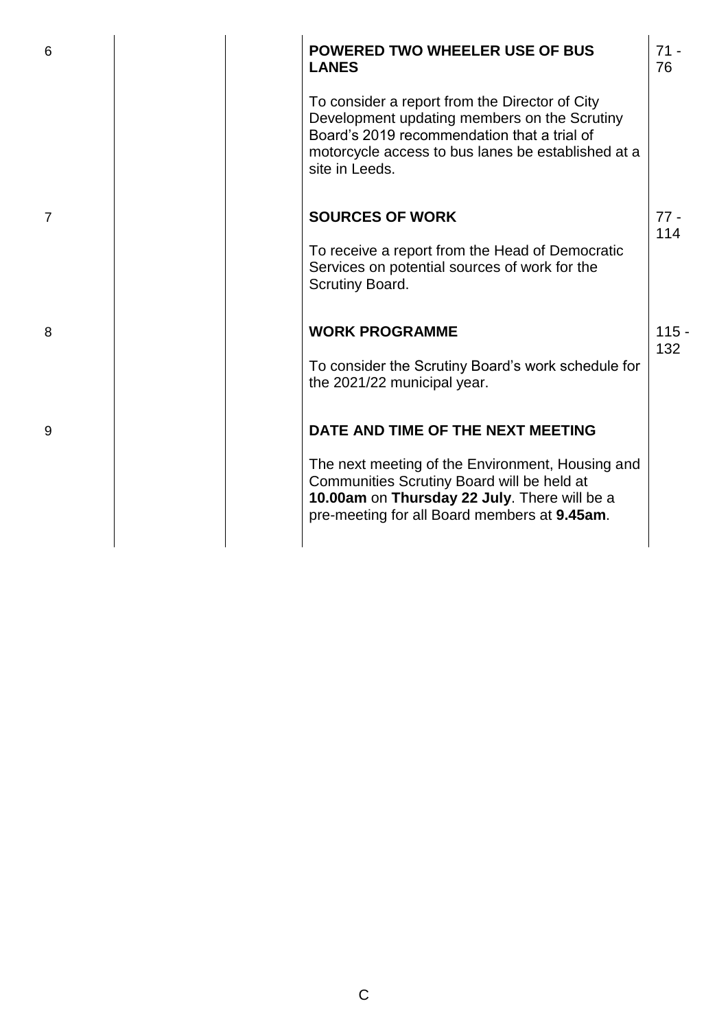| | | | | |
|---|---|---|---|---|
| 6 | | | **POWERED TWO WHEELER USE OF BUS LANES**<br><br>To consider a report from the Director of City Development updating members on the Scrutiny Board's 2019 recommendation that a trial of motorcycle access to bus lanes be established at a site in Leeds. | 71 - 76 |
| 7 | | | **SOURCES OF WORK**<br><br>To receive a report from the Head of Democratic Services on potential sources of work for the Scrutiny Board. | 77 - 114 |
| 8 | | | **WORK PROGRAMME**<br><br>To consider the Scrutiny Board's work schedule for the 2021/22 municipal year. | 115 - 132 |
| 9 | | | **DATE AND TIME OF THE NEXT MEETING**<br><br>The next meeting of the Environment, Housing and Communities Scrutiny Board will be held at **10.00am** on **Thursday 22 July**. There will be a pre-meeting for all Board members at **9.45am**. | |